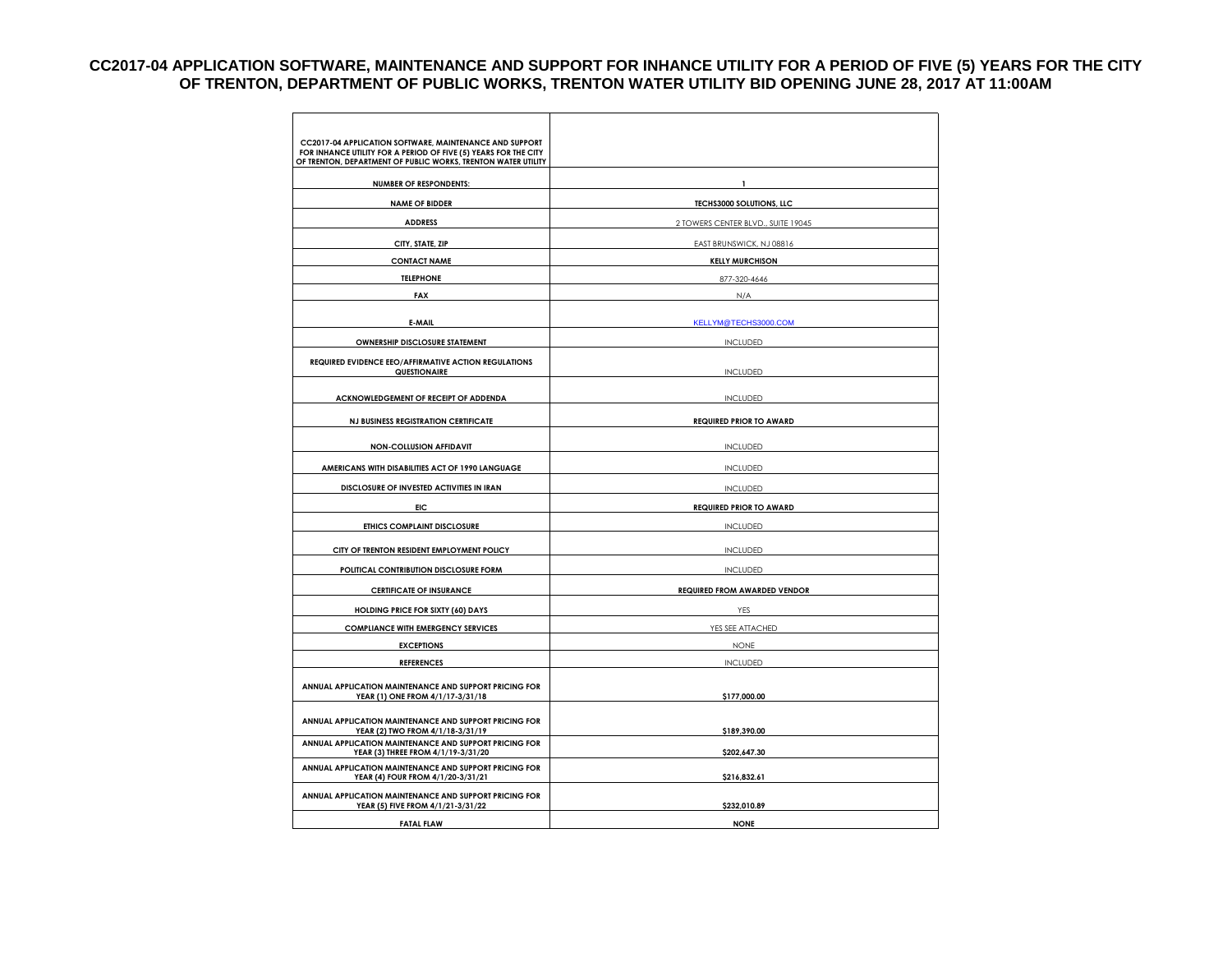# CC2017-04 APPLICATION SOFTWARE, MAINTENANCE AND SUPPORT FOR INHANCE UTILITY FOR A PERIOD OF FIVE (5) YEARS FOR THE CITY OF TRENTON, DEPARTMENT OF PUBLIC WORKS, TRENTON WATER UTILITY BID OPENING JUNE 28, 2017 AT 11:00AM

| CC2017-04 APPLICATION SOFTWARE, MAINTENANCE AND SUPPORT FOR INHANCE UTILITY FOR A PERIOD OF FIVE (5) YEARS FOR THE CITY OF TRENTON, DEPARTMENT OF PUBLIC WORKS, TRENTON WATER UTILITY | |
|---|---|
| **NUMBER OF RESPONDENTS:** | **1** |
| **NAME OF BIDDER** | **TECHS3000 SOLUTIONS, LLC** |
| **ADDRESS** | 2 TOWERS CENTER BLVD., SUITE 19045 |
| **CITY, STATE, ZIP** | EAST BRUNSWICK, NJ 08816 |
| **CONTACT NAME** | **KELLY MURCHISON** |
| **TELEPHONE** | 877-320-4646 |
| **FAX** | N/A |
| **E-MAIL** | KELLYM@TECHS3000.COM |
| **OWNERSHIP DISCLOSURE STATEMENT** | INCLUDED |
| **REQUIRED EVIDENCE EEO/AFFIRMATIVE ACTION REGULATIONS QUESTIONAIRE** | INCLUDED |
| **ACKNOWLEDGEMENT OF RECEIPT OF ADDENDA** | INCLUDED |
| **NJ BUSINESS REGISTRATION CERTIFICATE** | **REQUIRED PRIOR TO AWARD** |
| **NON-COLLUSION AFFIDAVIT** | INCLUDED |
| **AMERICANS WITH DISABILITIES ACT OF 1990 LANGUAGE** | INCLUDED |
| **DISCLOSURE OF INVESTED ACTIVITIES IN IRAN** | INCLUDED |
| **EIC** | **REQUIRED PRIOR TO AWARD** |
| **ETHICS COMPLAINT DISCLOSURE** | INCLUDED |
| **CITY OF TRENTON RESIDENT EMPLOYMENT POLICY** | INCLUDED |
| **POLITICAL CONTRIBUTION DISCLOSURE FORM** | INCLUDED |
| **CERTIFICATE OF INSURANCE** | **REQUIRED FROM AWARDED VENDOR** |
| **HOLDING PRICE FOR SIXTY (60) DAYS** | YES |
| **COMPLIANCE WITH EMERGENCY SERVICES** | YES SEE ATTACHED |
| **EXCEPTIONS** | NONE |
| **REFERENCES** | INCLUDED |
| **ANNUAL APPLICATION MAINTENANCE AND SUPPORT PRICING FOR YEAR (1) ONE FROM 4/1/17-3/31/18** | **$177,000.00** |
| **ANNUAL APPLICATION MAINTENANCE AND SUPPORT PRICING FOR YEAR (2) TWO FROM 4/1/18-3/31/19** | **$189,390.00** |
| **ANNUAL APPLICATION MAINTENANCE AND SUPPORT PRICING FOR YEAR (3) THREE FROM 4/1/19-3/31/20** | **$202,647.30** |
| **ANNUAL APPLICATION MAINTENANCE AND SUPPORT PRICING FOR YEAR (4) FOUR FROM 4/1/20-3/31/21** | **$216,832.61** |
| **ANNUAL APPLICATION MAINTENANCE AND SUPPORT PRICING FOR YEAR (5) FIVE FROM 4/1/21-3/31/22** | **$232,010.89** |
| **FATAL FLAW** | **NONE** |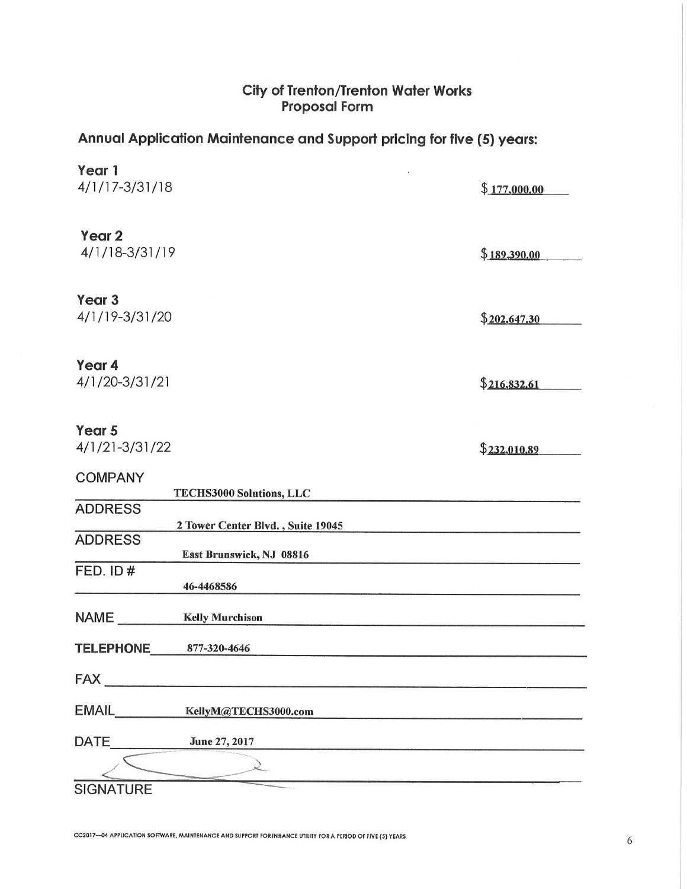# City of Trenton/Trenton Water Works
## Proposal Form

### Annual Application Maintenance and Support pricing for five (5) years:

**Year 1**
4/1/17-3/31/18 — $177,000.00

**Year 2**
4/1/18-3/31/19 — $189,390.00

**Year 3**
4/1/19-3/31/20 — $202,647.30

**Year 4**
4/1/20-3/31/21 — $216,832.61

**Year 5**
4/1/21-3/31/22 — $232,010.89

COMPANY **TECHS3000 Solutions, LLC**

ADDRESS **2 Tower Center Blvd., Suite 19045**

ADDRESS **East Brunswick, NJ 08816**

FED. ID # **46-4468586**

NAME **Kelly Murchison**

**TELEPHONE** **877-320-4646**

FAX

EMAIL **KellyM@TECHS3000.com**

DATE **June 27, 2017**

SIGNATURE

CC2017—04 APPLICATION SOFTWARE, MAINTENANCE AND SUPPORT FOR INHANCE UTILITY FOR A PERIOD OF FIVE (5) YEARS